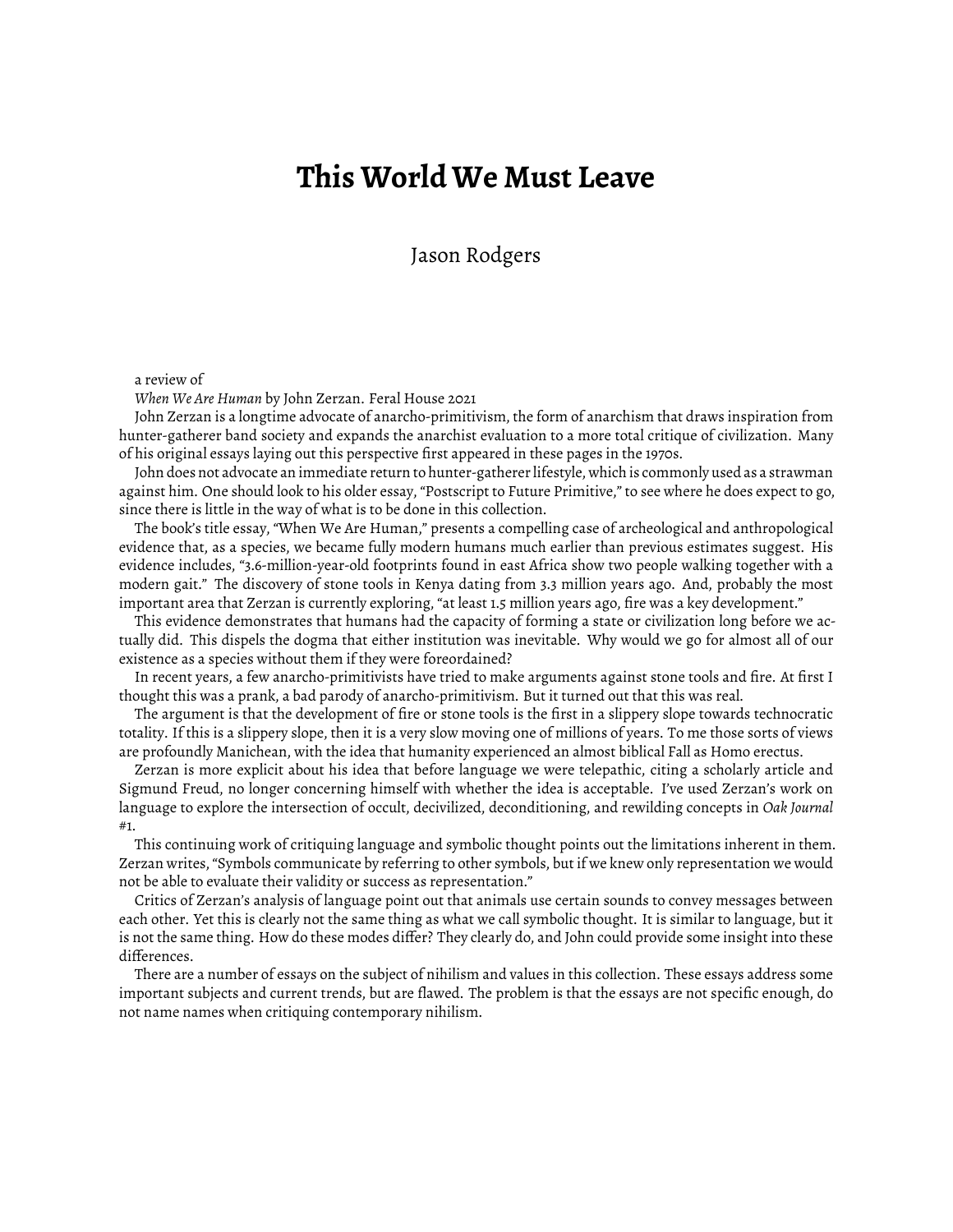# This World We Must Leave

Jason Rodgers

a review of

*When We Are Human* by John Zerzan. Feral House 2021

John Zerzan is a longtime advocate of anarcho-primitivism, the form of anarchism that draws inspiration from hunter-gatherer band society and expands the anarchist evaluation to a more total critique of civilization. Many of his original essays laying out this perspective first appeared in these pages in the 1970s.

John does not advocate an immediate return to hunter-gatherer lifestyle, which is commonly used as a strawman against him. One should look to his older essay, "Postscript to Future Primitive," to see where he does expect to go, since there is little in the way of what is to be done in this collection.

The book's title essay, "When We Are Human," presents a compelling case of archeological and anthropological evidence that, as a species, we became fully modern humans much earlier than previous estimates suggest. His evidence includes, "3.6-million-year-old footprints found in east Africa show two people walking together with a modern gait." The discovery of stone tools in Kenya dating from 3.3 million years ago. And, probably the most important area that Zerzan is currently exploring, "at least 1.5 million years ago, fire was a key development."

This evidence demonstrates that humans had the capacity of forming a state or civilization long before we actually did. This dispels the dogma that either institution was inevitable. Why would we go for almost all of our existence as a species without them if they were foreordained?

In recent years, a few anarcho-primitivists have tried to make arguments against stone tools and fire. At first I thought this was a prank, a bad parody of anarcho-primitivism. But it turned out that this was real.

The argument is that the development of fire or stone tools is the first in a slippery slope towards technocratic totality. If this is a slippery slope, then it is a very slow moving one of millions of years. To me those sorts of views are profoundly Manichean, with the idea that humanity experienced an almost biblical Fall as Homo erectus.

Zerzan is more explicit about his idea that before language we were telepathic, citing a scholarly article and Sigmund Freud, no longer concerning himself with whether the idea is acceptable. I've used Zerzan's work on language to explore the intersection of occult, decivilized, deconditioning, and rewilding concepts in *Oak Journal* #1.

This continuing work of critiquing language and symbolic thought points out the limitations inherent in them. Zerzan writes, "Symbols communicate by referring to other symbols, but if we knew only representation we would not be able to evaluate their validity or success as representation."

Critics of Zerzan's analysis of language point out that animals use certain sounds to convey messages between each other. Yet this is clearly not the same thing as what we call symbolic thought. It is similar to language, but it is not the same thing. How do these modes differ? They clearly do, and John could provide some insight into these differences.

There are a number of essays on the subject of nihilism and values in this collection. These essays address some important subjects and current trends, but are flawed. The problem is that the essays are not specific enough, do not name names when critiquing contemporary nihilism.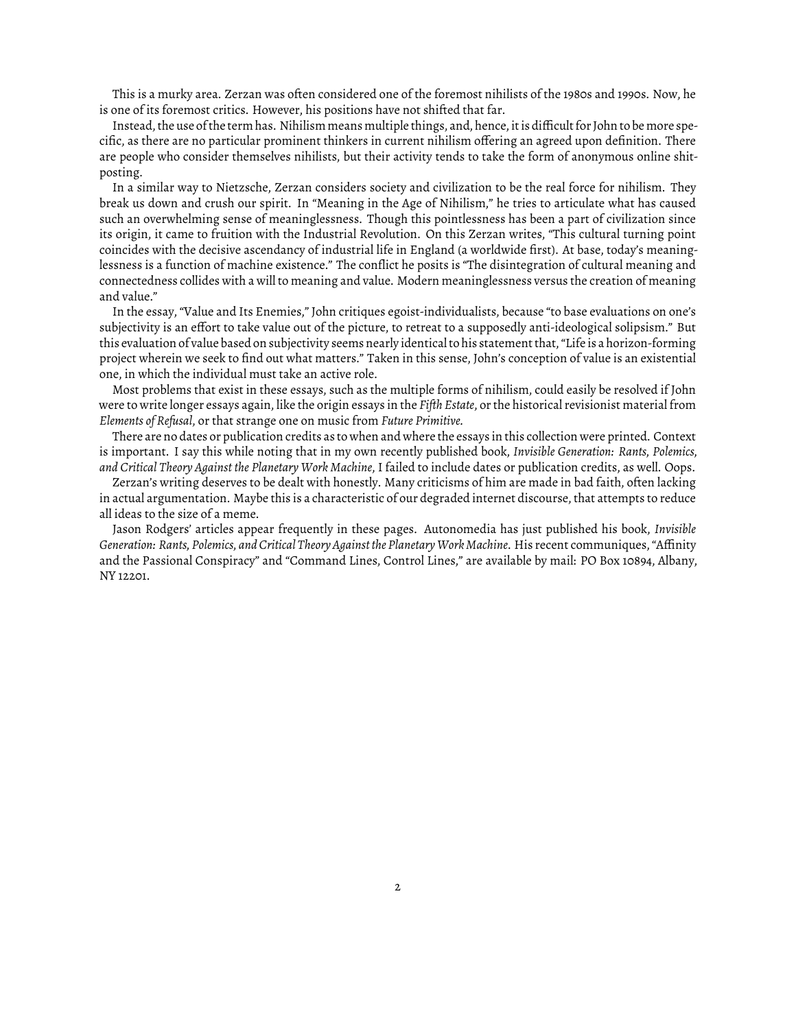This is a murky area. Zerzan was often considered one of the foremost nihilists of the 1980s and 1990s. Now, he is one of its foremost critics. However, his positions have not shifted that far.

Instead, the use of the term has. Nihilism means multiple things, and, hence, it is difficult for John to be more specific, as there are no particular prominent thinkers in current nihilism offering an agreed upon definition. There are people who consider themselves nihilists, but their activity tends to take the form of anonymous online shitposting.

In a similar way to Nietzsche, Zerzan considers society and civilization to be the real force for nihilism. They break us down and crush our spirit. In "Meaning in the Age of Nihilism," he tries to articulate what has caused such an overwhelming sense of meaninglessness. Though this pointlessness has been a part of civilization since its origin, it came to fruition with the Industrial Revolution. On this Zerzan writes, "This cultural turning point coincides with the decisive ascendancy of industrial life in England (a worldwide first). At base, today's meaninglessness is a function of machine existence." The conflict he posits is "The disintegration of cultural meaning and connectedness collides with a will to meaning and value. Modern meaninglessness versus the creation of meaning and value."

In the essay, "Value and Its Enemies," John critiques egoist-individualists, because "to base evaluations on one's subjectivity is an effort to take value out of the picture, to retreat to a supposedly anti-ideological solipsism." But this evaluation of value based on subjectivity seems nearly identical to his statement that, "Life is a horizon-forming project wherein we seek to find out what matters." Taken in this sense, John's conception of value is an existential one, in which the individual must take an active role.

Most problems that exist in these essays, such as the multiple forms of nihilism, could easily be resolved if John were to write longer essays again, like the origin essays in the *Fifth Estate*, or the historical revisionist material from *Elements of Refusal*, or that strange one on music from *Future Primitive.*

There are no dates or publication credits as to when and where the essays in this collection were printed. Context is important. I say this while noting that in my own recently published book, *Invisible Generation: Rants, Polemics, and Critical Theory Against the Planetary Work Machine*, I failed to include dates or publication credits, as well. Oops.

Zerzan's writing deserves to be dealt with honestly. Many criticisms of him are made in bad faith, often lacking in actual argumentation. Maybe this is a characteristic of our degraded internet discourse, that attempts to reduce all ideas to the size of a meme.

Jason Rodgers' articles appear frequently in these pages. Autonomedia has just published his book, *Invisible Generation: Rants, Polemics, and Critical Theory Against the Planetary Work Machine.* His recent communiques, "Affinity and the Passional Conspiracy" and "Command Lines, Control Lines," are available by mail: PO Box 10894, Albany, NY 12201.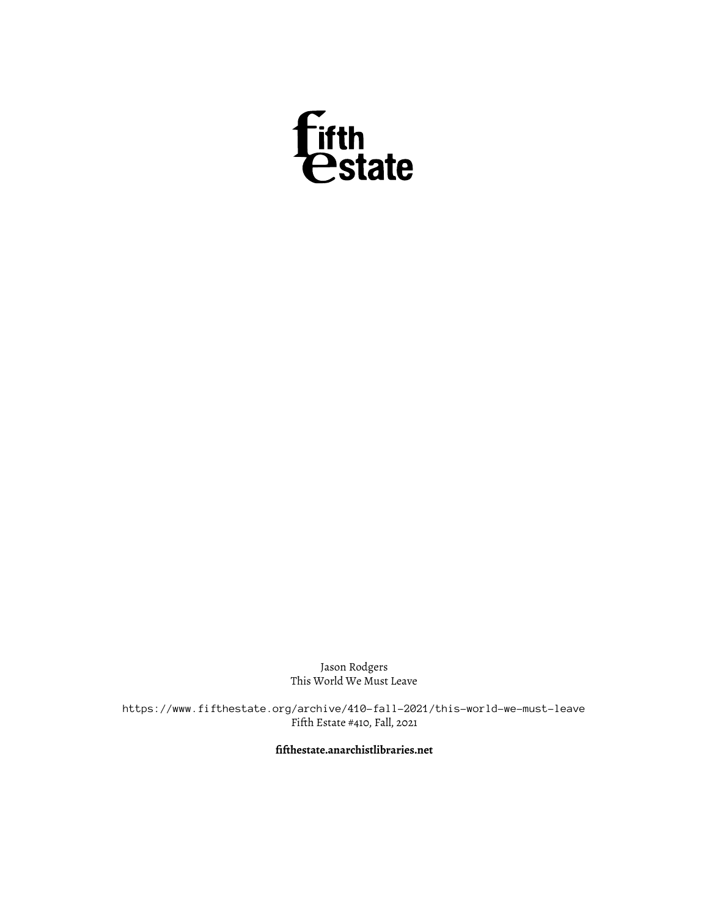Fifth Estate

Jason Rodgers
This World We Must Leave

https://www.fifthestate.org/archive/410-fall-2021/this-world-we-must-leave
Fifth Estate #410, Fall, 2021

**fifthestate.anarchistlibraries.net**